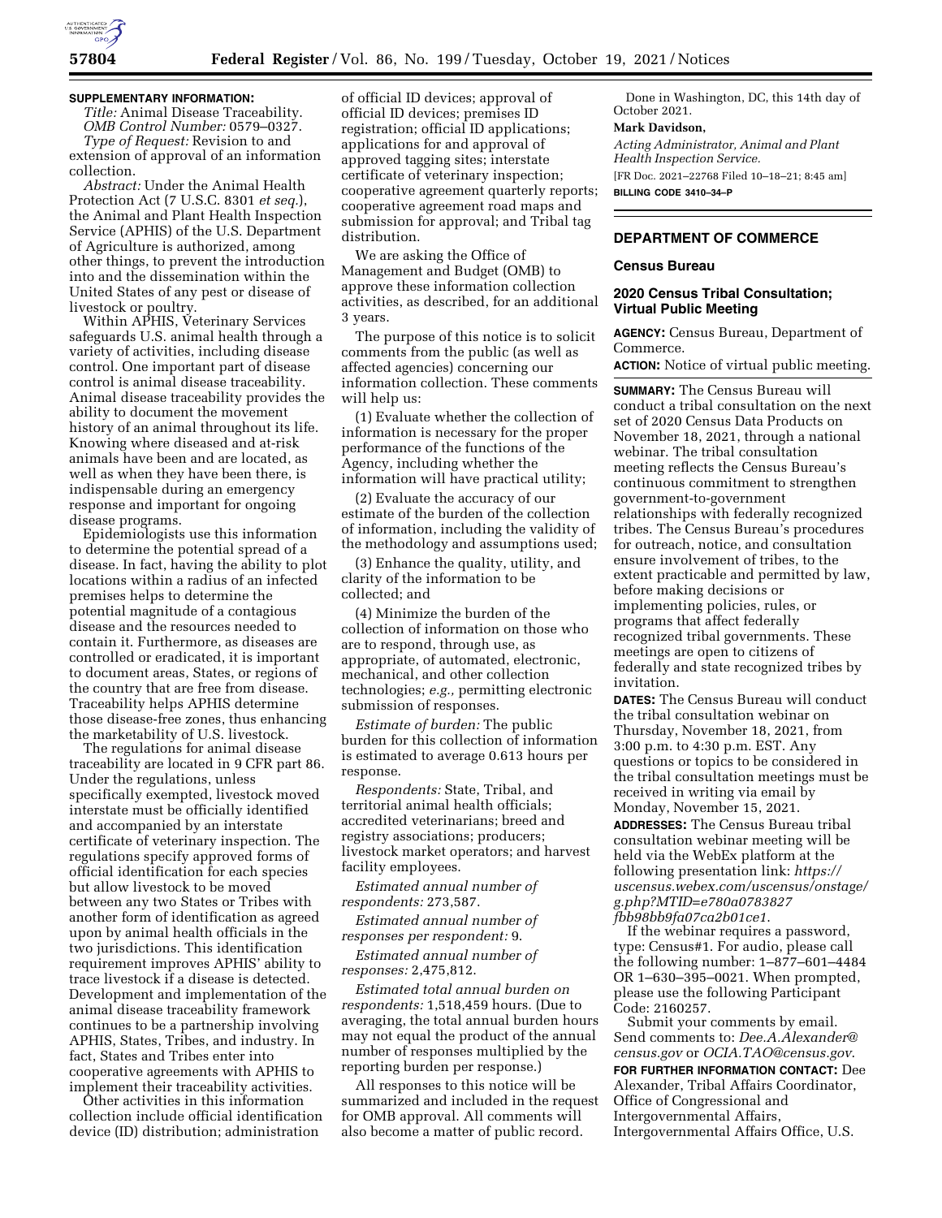**SUPPLEMENTARY INFORMATION:**

*Title:* Animal Disease Traceability.

*OMB Control Number:* 0579–0327.

*Type of Request:* Revision to and extension of approval of an information collection.

*Abstract:* Under the Animal Health Protection Act (7 U.S.C. 8301 *et seq.*), the Animal and Plant Health Inspection Service (APHIS) of the U.S. Department of Agriculture is authorized, among other things, to prevent the introduction into and the dissemination within the United States of any pest or disease of livestock or poultry.

Within APHIS, Veterinary Services safeguards U.S. animal health through a variety of activities, including disease control. One important part of disease control is animal disease traceability. Animal disease traceability provides the ability to document the movement history of an animal throughout its life. Knowing where diseased and at-risk animals have been and are located, as well as when they have been there, is indispensable during an emergency response and important for ongoing disease programs.

Epidemiologists use this information to determine the potential spread of a disease. In fact, having the ability to plot locations within a radius of an infected premises helps to determine the potential magnitude of a contagious disease and the resources needed to contain it. Furthermore, as diseases are controlled or eradicated, it is important to document areas, States, or regions of the country that are free from disease. Traceability helps APHIS determine those disease-free zones, thus enhancing the marketability of U.S. livestock.

The regulations for animal disease traceability are located in 9 CFR part 86. Under the regulations, unless specifically exempted, livestock moved interstate must be officially identified and accompanied by an interstate certificate of veterinary inspection. The regulations specify approved forms of official identification for each species but allow livestock to be moved between any two States or Tribes with another form of identification as agreed upon by animal health officials in the two jurisdictions. This identification requirement improves APHIS' ability to trace livestock if a disease is detected. Development and implementation of the animal disease traceability framework continues to be a partnership involving APHIS, States, Tribes, and industry. In fact, States and Tribes enter into cooperative agreements with APHIS to implement their traceability activities.

Other activities in this information collection include official identification device (ID) distribution; administration of official ID devices; approval of official ID devices; premises ID registration; official ID applications; applications for and approval of approved tagging sites; interstate certificate of veterinary inspection; cooperative agreement quarterly reports; cooperative agreement road maps and submission for approval; and Tribal tag distribution.

We are asking the Office of Management and Budget (OMB) to approve these information collection activities, as described, for an additional 3 years.

The purpose of this notice is to solicit comments from the public (as well as affected agencies) concerning our information collection. These comments will help us:

(1) Evaluate whether the collection of information is necessary for the proper performance of the functions of the Agency, including whether the information will have practical utility;

(2) Evaluate the accuracy of our estimate of the burden of the collection of information, including the validity of the methodology and assumptions used;

(3) Enhance the quality, utility, and clarity of the information to be collected; and

(4) Minimize the burden of the collection of information on those who are to respond, through use, as appropriate, of automated, electronic, mechanical, and other collection technologies; *e.g.,* permitting electronic submission of responses.

*Estimate of burden:* The public burden for this collection of information is estimated to average 0.613 hours per response.

*Respondents:* State, Tribal, and territorial animal health officials; accredited veterinarians; breed and registry associations; producers; livestock market operators; and harvest facility employees.

*Estimated annual number of respondents:* 273,587.

*Estimated annual number of responses per respondent:* 9.

*Estimated annual number of responses:* 2,475,812.

*Estimated total annual burden on respondents:* 1,518,459 hours. (Due to averaging, the total annual burden hours may not equal the product of the annual number of responses multiplied by the reporting burden per response.)

All responses to this notice will be summarized and included in the request for OMB approval. All comments will also become a matter of public record.

Done in Washington, DC, this 14th day of October 2021.

**Mark Davidson,**

*Acting Administrator, Animal and Plant Health Inspection Service.*

[FR Doc. 2021–22768 Filed 10–18–21; 8:45 am]

**BILLING CODE 3410–34–P**

---

## DEPARTMENT OF COMMERCE

### Census Bureau

### 2020 Census Tribal Consultation; Virtual Public Meeting

**AGENCY:** Census Bureau, Department of Commerce.

**ACTION:** Notice of virtual public meeting.

**SUMMARY:** The Census Bureau will conduct a tribal consultation on the next set of 2020 Census Data Products on November 18, 2021, through a national webinar. The tribal consultation meeting reflects the Census Bureau's continuous commitment to strengthen government-to-government relationships with federally recognized tribes. The Census Bureau's procedures for outreach, notice, and consultation ensure involvement of tribes, to the extent practicable and permitted by law, before making decisions or implementing policies, rules, or programs that affect federally recognized tribal governments. These meetings are open to citizens of federally and state recognized tribes by invitation.

**DATES:** The Census Bureau will conduct the tribal consultation webinar on Thursday, November 18, 2021, from 3:00 p.m. to 4:30 p.m. EST. Any questions or topics to be considered in the tribal consultation meetings must be received in writing via email by Monday, November 15, 2021.

**ADDRESSES:** The Census Bureau tribal consultation webinar meeting will be held via the WebEx platform at the following presentation link: *https://uscensus.webex.com/uscensus/onstage/g.php?MTID=e780a0783827fbb98bb9fa07ca2b01ce1.*

If the webinar requires a password, type: Census#1. For audio, please call the following number: 1–877–601–4484 OR 1–630–395–0021. When prompted, please use the following Participant Code: 2160257.

Submit your comments by email. Send comments to: *Dee.A.Alexander@census.gov* or *OCIA.TAO@census.gov.*

**FOR FURTHER INFORMATION CONTACT:** Dee Alexander, Tribal Affairs Coordinator, Office of Congressional and Intergovernmental Affairs, Intergovernmental Affairs Office, U.S.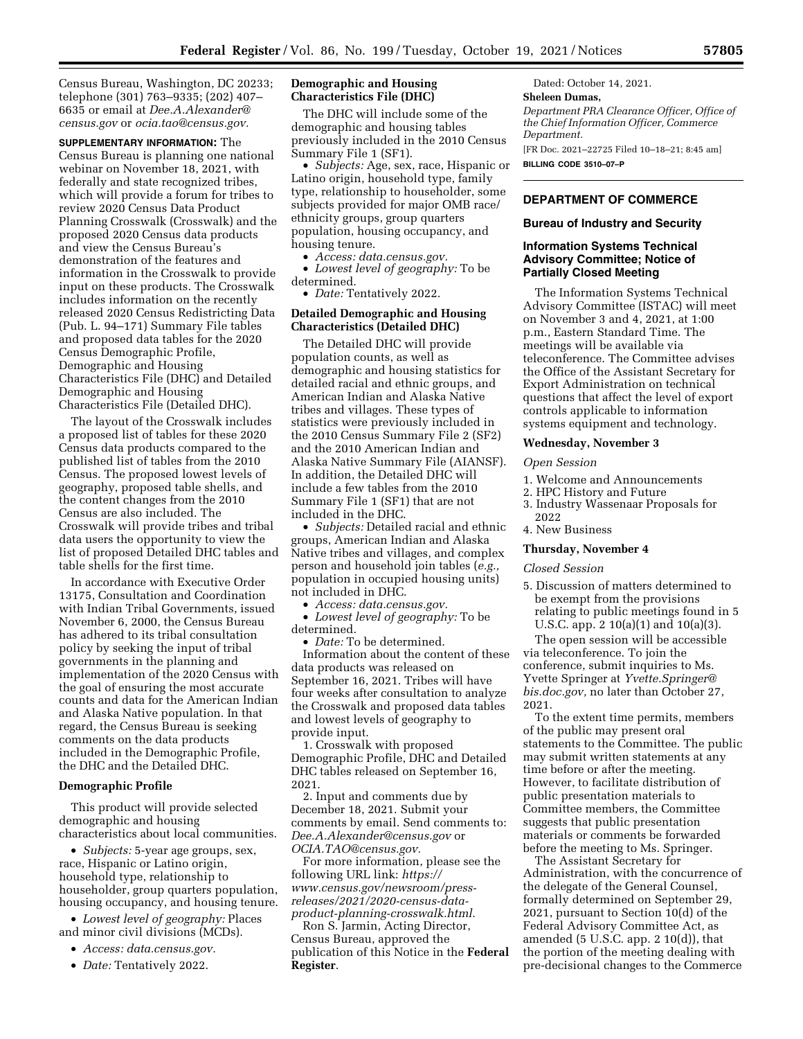Census Bureau, Washington, DC 20233; telephone (301) 763–9335; (202) 407–6635 or email at *Dee.A.Alexander@census.gov* or *ocia.tao@census.gov.*

**SUPPLEMENTARY INFORMATION:** The Census Bureau is planning one national webinar on November 18, 2021, with federally and state recognized tribes, which will provide a forum for tribes to review 2020 Census Data Product Planning Crosswalk (Crosswalk) and the proposed 2020 Census data products and view the Census Bureau's demonstration of the features and information in the Crosswalk to provide input on these products. The Crosswalk includes information on the recently released 2020 Census Redistricting Data (Pub. L. 94–171) Summary File tables and proposed data tables for the 2020 Census Demographic Profile, Demographic and Housing Characteristics File (DHC) and Detailed Demographic and Housing Characteristics File (Detailed DHC).

The layout of the Crosswalk includes a proposed list of tables for these 2020 Census data products compared to the published list of tables from the 2010 Census. The proposed lowest levels of geography, proposed table shells, and the content changes from the 2010 Census are also included. The Crosswalk will provide tribes and tribal data users the opportunity to view the list of proposed Detailed DHC tables and table shells for the first time.

In accordance with Executive Order 13175, Consultation and Coordination with Indian Tribal Governments, issued November 6, 2000, the Census Bureau has adhered to its tribal consultation policy by seeking the input of tribal governments in the planning and implementation of the 2020 Census with the goal of ensuring the most accurate counts and data for the American Indian and Alaska Native population. In that regard, the Census Bureau is seeking comments on the data products included in the Demographic Profile, the DHC and the Detailed DHC.

**Demographic Profile**

This product will provide selected demographic and housing characteristics about local communities.

- *Subjects:* 5-year age groups, sex, race, Hispanic or Latino origin, household type, relationship to householder, group quarters population, housing occupancy, and housing tenure.
- *Lowest level of geography:* Places and minor civil divisions (MCDs).
- *Access: data.census.gov.*
- *Date:* Tentatively 2022.

**Demographic and Housing Characteristics File (DHC)**

The DHC will include some of the demographic and housing tables previously included in the 2010 Census Summary File 1 (SF1).

- *Subjects:* Age, sex, race, Hispanic or Latino origin, household type, family type, relationship to householder, some subjects provided for major OMB race/ethnicity groups, group quarters population, housing occupancy, and housing tenure.
- *Access: data.census.gov.*
- *Lowest level of geography:* To be determined.
- *Date:* Tentatively 2022.

**Detailed Demographic and Housing Characteristics (Detailed DHC)**

The Detailed DHC will provide population counts, as well as demographic and housing statistics for detailed racial and ethnic groups, and American Indian and Alaska Native tribes and villages. These types of statistics were previously included in the 2010 Census Summary File 2 (SF2) and the 2010 American Indian and Alaska Native Summary File (AIANSF). In addition, the Detailed DHC will include a few tables from the 2010 Summary File 1 (SF1) that are not included in the DHC.

- *Subjects:* Detailed racial and ethnic groups, American Indian and Alaska Native tribes and villages, and complex person and household join tables (*e.g.,* population in occupied housing units) not included in DHC.
- *Access: data.census.gov.*
- *Lowest level of geography:* To be determined.
- *Date:* To be determined.

Information about the content of these data products was released on September 16, 2021. Tribes will have four weeks after consultation to analyze the Crosswalk and proposed data tables and lowest levels of geography to provide input.

1. Crosswalk with proposed Demographic Profile, DHC and Detailed DHC tables released on September 16, 2021.
2. Input and comments due by December 18, 2021. Submit your comments by email. Send comments to: *Dee.A.Alexander@census.gov* or *OCIA.TAO@census.gov.*

For more information, please see the following URL link: *https://www.census.gov/newsroom/press-releases/2021/2020-census-data-product-planning-crosswalk.html.*

Ron S. Jarmin, Acting Director, Census Bureau, approved the publication of this Notice in the **Federal Register**.

Dated: October 14, 2021.

**Sheleen Dumas,**

*Department PRA Clearance Officer, Office of the Chief Information Officer, Commerce Department.*

[FR Doc. 2021–22725 Filed 10–18–21; 8:45 am]

**BILLING CODE 3510–07–P**

---

## DEPARTMENT OF COMMERCE

### Bureau of Industry and Security

### Information Systems Technical Advisory Committee; Notice of Partially Closed Meeting

The Information Systems Technical Advisory Committee (ISTAC) will meet on November 3 and 4, 2021, at 1:00 p.m., Eastern Standard Time. The meetings will be available via teleconference. The Committee advises the Office of the Assistant Secretary for Export Administration on technical questions that affect the level of export controls applicable to information systems equipment and technology.

**Wednesday, November 3**

*Open Session*

1. Welcome and Announcements
2. HPC History and Future
3. Industry Wassenaar Proposals for 2022
4. New Business

**Thursday, November 4**

*Closed Session*

5. Discussion of matters determined to be exempt from the provisions relating to public meetings found in 5 U.S.C. app. 2 10(a)(1) and 10(a)(3).

The open session will be accessible via teleconference. To join the conference, submit inquiries to Ms. Yvette Springer at *Yvette.Springer@bis.doc.gov,* no later than October 27, 2021.

To the extent time permits, members of the public may present oral statements to the Committee. The public may submit written statements at any time before or after the meeting. However, to facilitate distribution of public presentation materials to Committee members, the Committee suggests that public presentation materials or comments be forwarded before the meeting to Ms. Springer.

The Assistant Secretary for Administration, with the concurrence of the delegate of the General Counsel, formally determined on September 29, 2021, pursuant to Section 10(d) of the Federal Advisory Committee Act, as amended (5 U.S.C. app. 2 10(d)), that the portion of the meeting dealing with pre-decisional changes to the Commerce